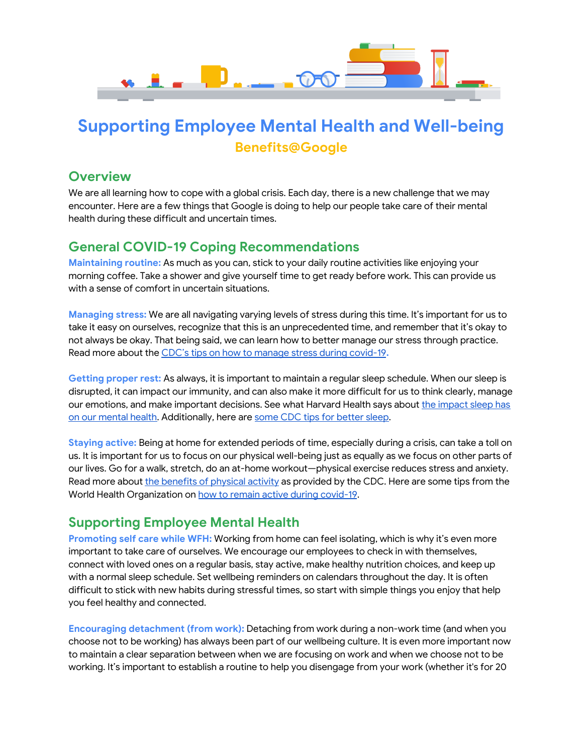# Supporting Employee Mental Health and Well-being

**Benefits@Google**

## Overview

We are all learning how to cope with a global crisis. Each day, there is a new challenge that we may encounter. Here are a few things that Google is doing to help our people take care of their mental health during these difficult and uncertain times.

## General COVID-19 Coping Recommendations

**Maintaining routine:** As much as you can, stick to your daily routine activities like enjoying your morning coffee. Take a shower and give yourself time to get ready before work. This can provide us with a sense of comfort in uncertain situations.

**Managing stress:** We are all navigating varying levels of stress during this time. It's important for us to take it easy on ourselves, recognize that this is an unprecedented time, and remember that it's okay to not always be okay. That being said, we can learn how to better manage our stress through practice. Read more about the CDC's tips on how to manage stress during covid-19.

**Getting proper rest:** As always, it is important to maintain a regular sleep schedule. When our sleep is disrupted, it can impact our immunity, and can also make it more difficult for us to think clearly, manage our emotions, and make important decisions. See what Harvard Health says about the impact sleep has on our mental health. Additionally, here are some CDC tips for better sleep.

**Staying active:** Being at home for extended periods of time, especially during a crisis, can take a toll on us. It is important for us to focus on our physical well-being just as equally as we focus on other parts of our lives. Go for a walk, stretch, do an at-home workout—physical exercise reduces stress and anxiety. Read more about the benefits of physical activity as provided by the CDC. Here are some tips from the World Health Organization on how to remain active during covid-19.

## Supporting Employee Mental Health

**Promoting self care while WFH:** Working from home can feel isolating, which is why it's even more important to take care of ourselves. We encourage our employees to check in with themselves, connect with loved ones on a regular basis, stay active, make healthy nutrition choices, and keep up with a normal sleep schedule. Set wellbeing reminders on calendars throughout the day. It is often difficult to stick with new habits during stressful times, so start with simple things you enjoy that help you feel healthy and connected.

**Encouraging detachment (from work):** Detaching from work during a non-work time (and when you choose not to be working) has always been part of our wellbeing culture. It is even more important now to maintain a clear separation between when we are focusing on work and when we choose not to be working. It's important to establish a routine to help you disengage from your work (whether it's for 20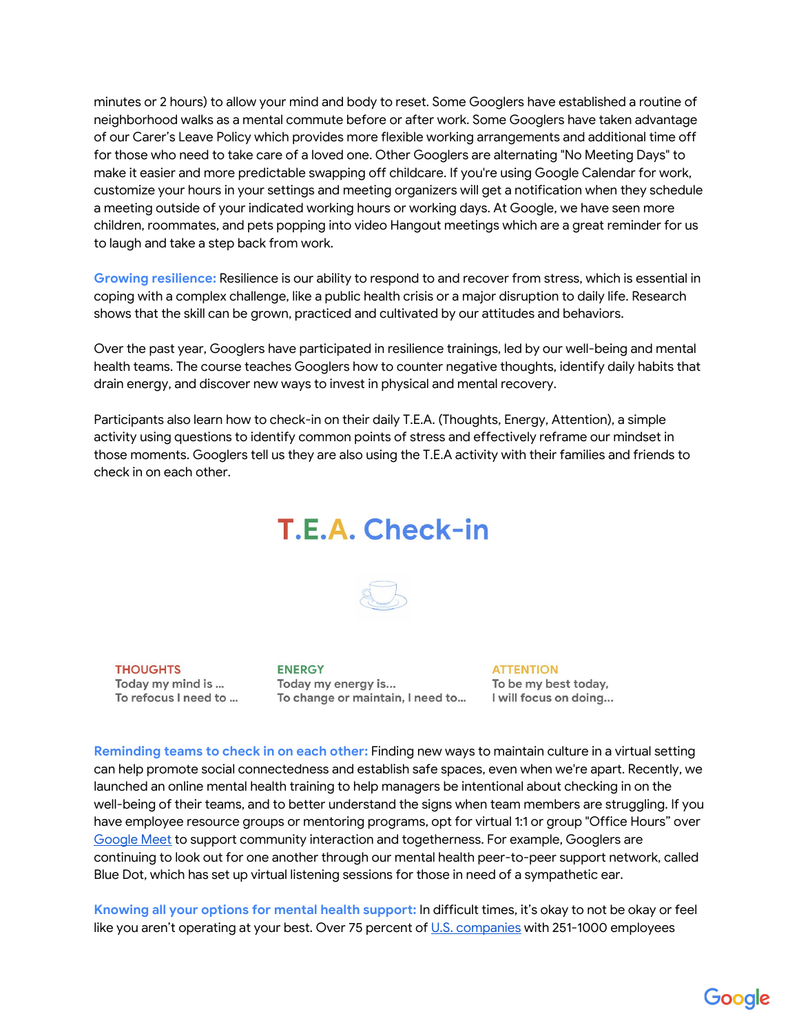minutes or 2 hours) to allow your mind and body to reset. Some Googlers have established a routine of neighborhood walks as a mental commute before or after work. Some Googlers have taken advantage of our Carer's Leave Policy which provides more flexible working arrangements and additional time off for those who need to take care of a loved one. Other Googlers are alternating "No Meeting Days" to make it easier and more predictable swapping off childcare. If you're using Google Calendar for work, customize your hours in your settings and meeting organizers will get a notification when they schedule a meeting outside of your indicated working hours or working days. At Google, we have seen more children, roommates, and pets popping into video Hangout meetings which are a great reminder for us to laugh and take a step back from work.

**Growing resilience:** Resilience is our ability to respond to and recover from stress, which is essential in coping with a complex challenge, like a public health crisis or a major disruption to daily life. Research shows that the skill can be grown, practiced and cultivated by our attitudes and behaviors.

Over the past year, Googlers have participated in resilience trainings, led by our well-being and mental health teams. The course teaches Googlers how to counter negative thoughts, identify daily habits that drain energy, and discover new ways to invest in physical and mental recovery.

Participants also learn how to check-in on their daily T.E.A. (Thoughts, Energy, Attention), a simple activity using questions to identify common points of stress and effectively reframe our mindset in those moments. Googlers tell us they are also using the T.E.A activity with their families and friends to check in on each other.

## T.E.A. Check-in

**THOUGHTS**
Today my mind is ...
To refocus I need to ...

**ENERGY**
Today my energy is...
To change or maintain, I need to...

**ATTENTION**
To be my best today,
I will focus on doing...

**Reminding teams to check in on each other:** Finding new ways to maintain culture in a virtual setting can help promote social connectedness and establish safe spaces, even when we're apart. Recently, we launched an online mental health training to help managers be intentional about checking in on the well-being of their teams, and to better understand the signs when team members are struggling. If you have employee resource groups or mentoring programs, opt for virtual 1:1 or group "Office Hours" over Google Meet to support community interaction and togetherness. For example, Googlers are continuing to look out for one another through our mental health peer-to-peer support network, called Blue Dot, which has set up virtual listening sessions for those in need of a sympathetic ear.

**Knowing all your options for mental health support:** In difficult times, it's okay to not be okay or feel like you aren't operating at your best. Over 75 percent of U.S. companies with 251-1000 employees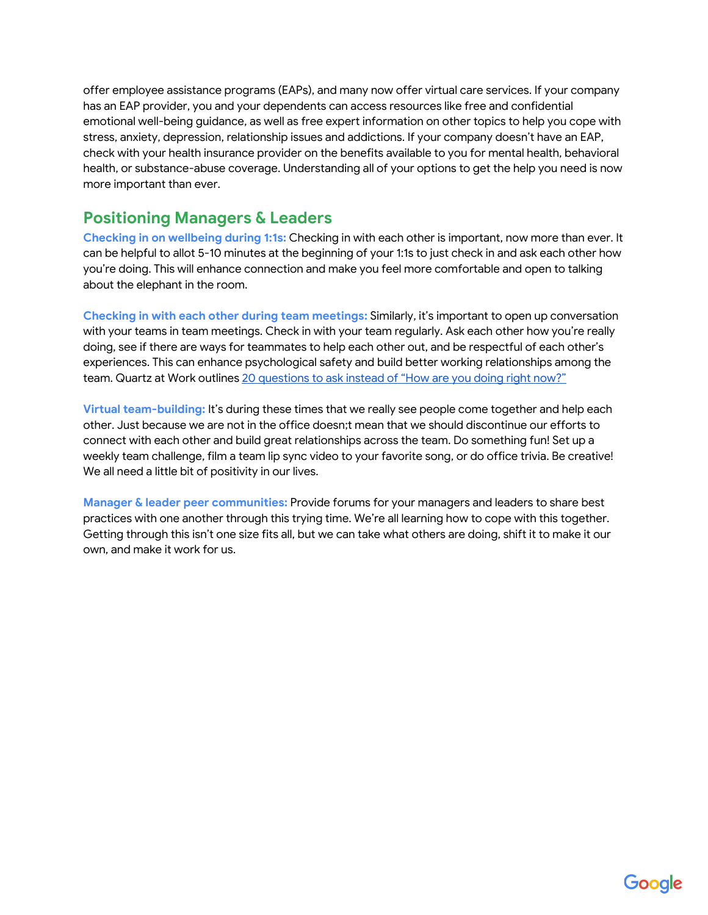offer employee assistance programs (EAPs), and many now offer virtual care services. If your company has an EAP provider, you and your dependents can access resources like free and confidential emotional well-being guidance, as well as free expert information on other topics to help you cope with stress, anxiety, depression, relationship issues and addictions. If your company doesn't have an EAP, check with your health insurance provider on the benefits available to you for mental health, behavioral health, or substance-abuse coverage. Understanding all of your options to get the help you need is now more important than ever.

## Positioning Managers & Leaders

**Checking in on wellbeing during 1:1s:** Checking in with each other is important, now more than ever. It can be helpful to allot 5-10 minutes at the beginning of your 1:1s to just check in and ask each other how you're doing. This will enhance connection and make you feel more comfortable and open to talking about the elephant in the room.

**Checking in with each other during team meetings:** Similarly, it's important to open up conversation with your teams in team meetings. Check in with your team regularly. Ask each other how you're really doing, see if there are ways for teammates to help each other out, and be respectful of each other's experiences. This can enhance psychological safety and build better working relationships among the team. Quartz at Work outlines 20 questions to ask instead of "How are you doing right now?"

**Virtual team-building:** It's during these times that we really see people come together and help each other. Just because we are not in the office doesn;t mean that we should discontinue our efforts to connect with each other and build great relationships across the team. Do something fun! Set up a weekly team challenge, film a team lip sync video to your favorite song, or do office trivia. Be creative! We all need a little bit of positivity in our lives.

**Manager & leader peer communities:** Provide forums for your managers and leaders to share best practices with one another through this trying time. We're all learning how to cope with this together. Getting through this isn't one size fits all, but we can take what others are doing, shift it to make it our own, and make it work for us.